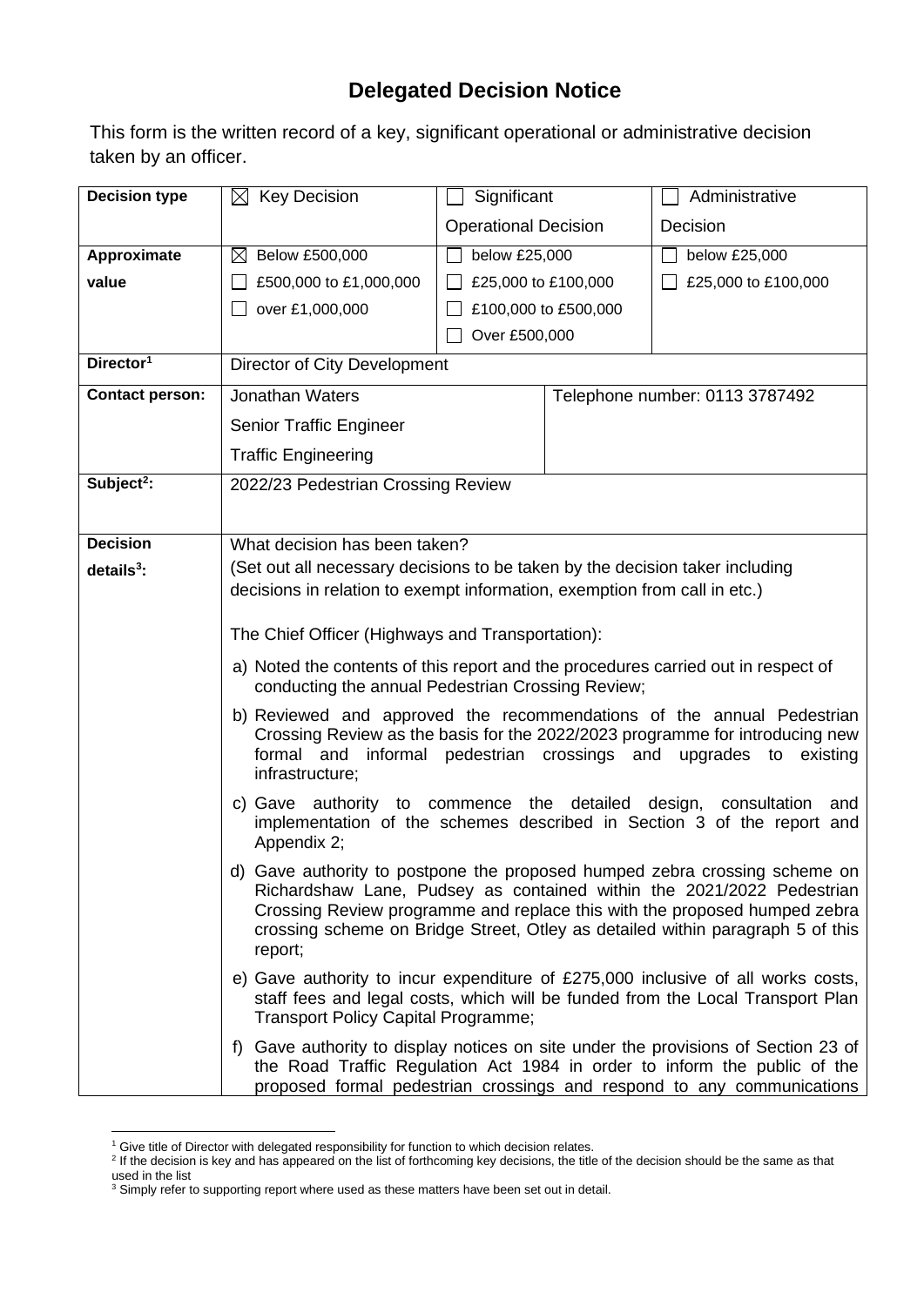# Delegated Decision Notice

This form is the written record of a key, significant operational or administrative decision taken by an officer.

| Decision type | ☒ Key Decision | ☐ Significant Operational Decision | | ☐ Administrative Decision |
|---|---|---|---|---|
| Approximate value | ☒ Below £500,000<br>☐ £500,000 to £1,000,000<br>☐ over £1,000,000 | ☐ below £25,000<br>☐ £25,000 to £100,000<br>☐ £100,000 to £500,000<br>☐ Over £500,000 | | ☐ below £25,000<br>☐ £25,000 to £100,000 |
| Director[1] | Director of City Development | | | |
| Contact person: | Jonathan Waters<br>Senior Traffic Engineer<br>Traffic Engineering | | Telephone number: 0113 3787492 | |
| Subject[2]: | 2022/23 Pedestrian Crossing Review | | | |
| Decision details[3]: | What decision has been taken?<br>(Set out all necessary decisions to be taken by the decision taker including decisions in relation to exempt information, exemption from call in etc.)<br><br>The Chief Officer (Highways and Transportation):<br><br>a) Noted the contents of this report and the procedures carried out in respect of conducting the annual Pedestrian Crossing Review;<br><br>b) Reviewed and approved the recommendations of the annual Pedestrian Crossing Review as the basis for the 2022/2023 programme for introducing new formal and informal pedestrian crossings and upgrades to existing infrastructure;<br><br>c) Gave authority to commence the detailed design, consultation and implementation of the schemes described in Section 3 of the report and Appendix 2;<br><br>d) Gave authority to postpone the proposed humped zebra crossing scheme on Richardshaw Lane, Pudsey as contained within the 2021/2022 Pedestrian Crossing Review programme and replace this with the proposed humped zebra crossing scheme on Bridge Street, Otley as detailed within paragraph 5 of this report;<br><br>e) Gave authority to incur expenditure of £275,000 inclusive of all works costs, staff fees and legal costs, which will be funded from the Local Transport Plan Transport Policy Capital Programme;<br><br>f) Gave authority to display notices on site under the provisions of Section 23 of the Road Traffic Regulation Act 1984 in order to inform the public of the proposed formal pedestrian crossings and respond to any communications | | | |

[1] Give title of Director with delegated responsibility for function to which decision relates.
[2] If the decision is key and has appeared on the list of forthcoming key decisions, the title of the decision should be the same as that used in the list
[3] Simply refer to supporting report where used as these matters have been set out in detail.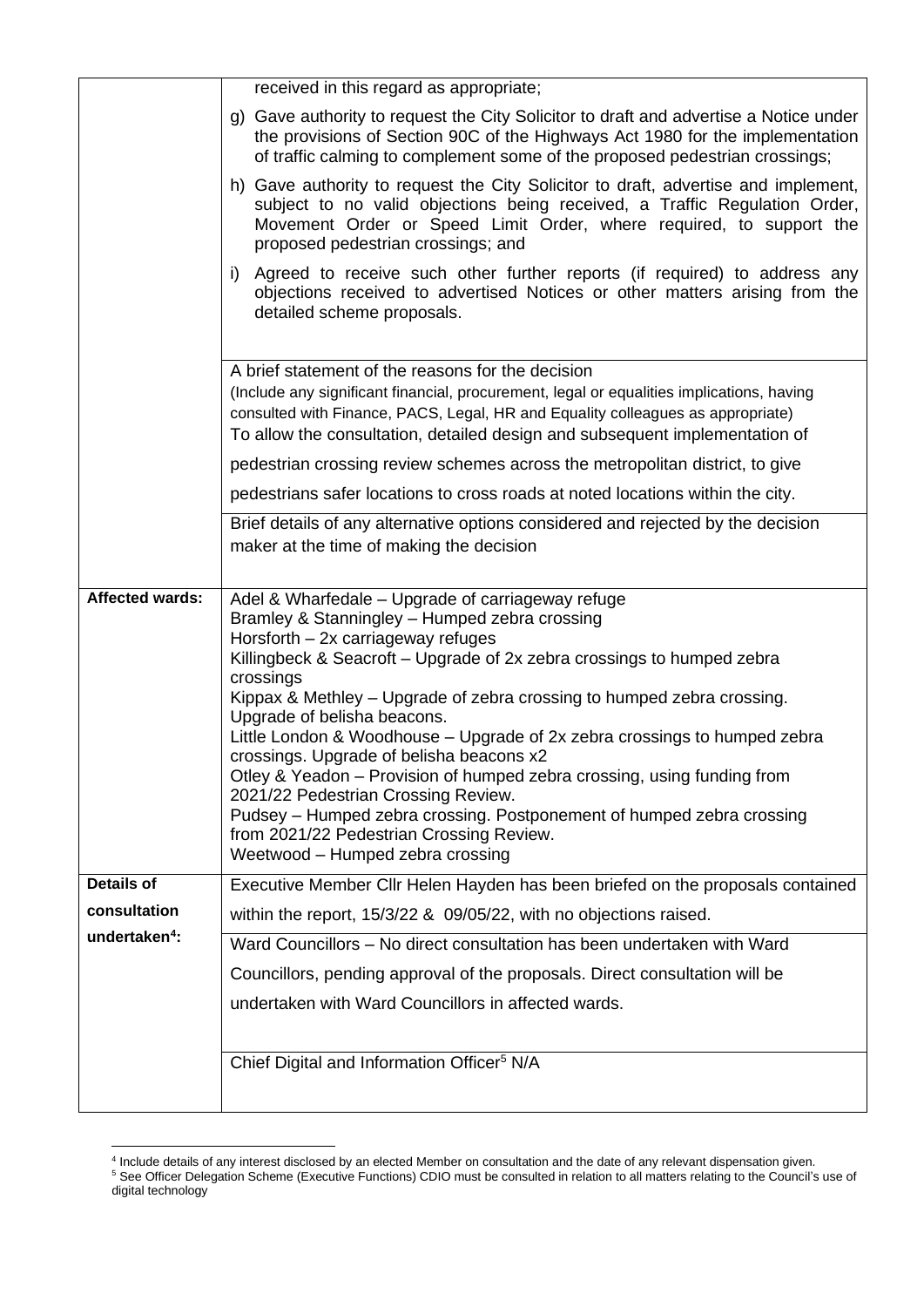| | |
|---|---|
| | received in this regard as appropriate;<br><br>g) Gave authority to request the City Solicitor to draft and advertise a Notice under the provisions of Section 90C of the Highways Act 1980 for the implementation of traffic calming to complement some of the proposed pedestrian crossings;<br><br>h) Gave authority to request the City Solicitor to draft, advertise and implement, subject to no valid objections being received, a Traffic Regulation Order, Movement Order or Speed Limit Order, where required, to support the proposed pedestrian crossings; and<br><br>i) Agreed to receive such other further reports (if required) to address any objections received to advertised Notices or other matters arising from the detailed scheme proposals. |
| | A brief statement of the reasons for the decision<br>(Include any significant financial, procurement, legal or equalities implications, having consulted with Finance, PACS, Legal, HR and Equality colleagues as appropriate)<br>To allow the consultation, detailed design and subsequent implementation of pedestrian crossing review schemes across the metropolitan district, to give pedestrians safer locations to cross roads at noted locations within the city. |
| | Brief details of any alternative options considered and rejected by the decision maker at the time of making the decision |
| **Affected wards:** | Adel & Wharfedale – Upgrade of carriageway refuge<br>Bramley & Stanningley – Humped zebra crossing<br>Horsforth – 2x carriageway refuges<br>Killingbeck & Seacroft – Upgrade of 2x zebra crossings to humped zebra crossings<br>Kippax & Methley – Upgrade of zebra crossing to humped zebra crossing. Upgrade of belisha beacons.<br>Little London & Woodhouse – Upgrade of 2x zebra crossings to humped zebra crossings. Upgrade of belisha beacons x2<br>Otley & Yeadon – Provision of humped zebra crossing, using funding from 2021/22 Pedestrian Crossing Review.<br>Pudsey – Humped zebra crossing. Postponement of humped zebra crossing from 2021/22 Pedestrian Crossing Review.<br>Weetwood – Humped zebra crossing |
| **Details of consultation undertaken[4]:** | Executive Member Cllr Helen Hayden has been briefed on the proposals contained within the report, 15/3/22 & 09/05/22, with no objections raised. |
| | Ward Councillors – No direct consultation has been undertaken with Ward Councillors, pending approval of the proposals. Direct consultation will be undertaken with Ward Councillors in affected wards. |
| | Chief Digital and Information Officer[5] N/A |

[4] Include details of any interest disclosed by an elected Member on consultation and the date of any relevant dispensation given.

[5] See Officer Delegation Scheme (Executive Functions) CDIO must be consulted in relation to all matters relating to the Council's use of digital technology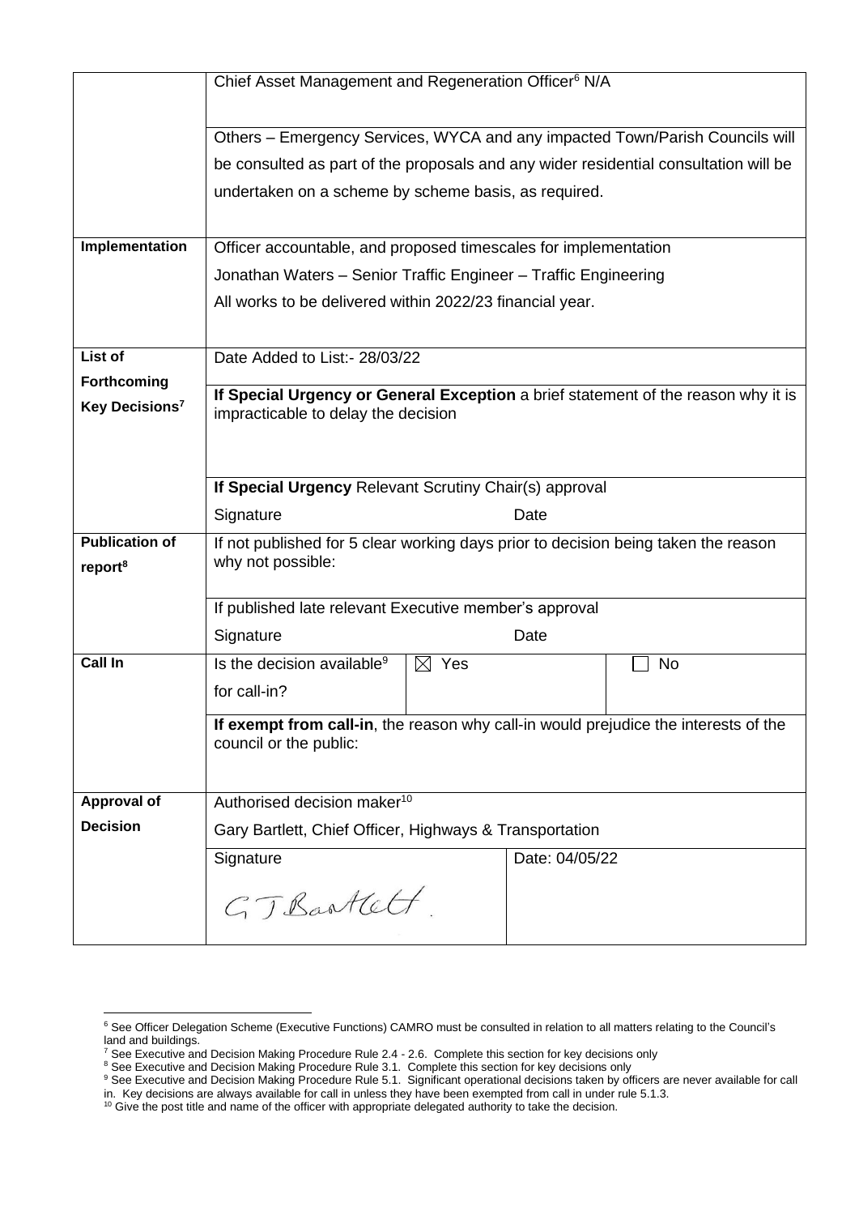| | | | |
|---|---|---|---|
| | Chief Asset Management and Regeneration Officer[6] N/A<br><br>Others – Emergency Services, WYCA and any impacted Town/Parish Councils will be consulted as part of the proposals and any wider residential consultation will be undertaken on a scheme by scheme basis, as required. | | |
| **Implementation** | Officer accountable, and proposed timescales for implementation<br>Jonathan Waters – Senior Traffic Engineer – Traffic Engineering<br>All works to be delivered within 2022/23 financial year. | | |
| **List of Forthcoming Key Decisions[7]** | Date Added to List:- 28/03/22 | | |
| | **If Special Urgency or General Exception** a brief statement of the reason why it is impracticable to delay the decision | | |
| | **If Special Urgency** Relevant Scrutiny Chair(s) approval<br>Signature | Date | |
| **Publication of report[8]** | If not published for 5 clear working days prior to decision being taken the reason why not possible: | | |
| | If published late relevant Executive member's approval<br>Signature | Date | |
| **Call In** | Is the decision available[9] for call-in? | ☒ Yes | ☐ No |
| | **If exempt from call-in**, the reason why call-in would prejudice the interests of the council or the public: | | |
| **Approval of Decision** | Authorised decision maker[10]<br>Gary Bartlett, Chief Officer, Highways & Transportation | | |
| | Signature<br>G T Bartlett | Date: 04/05/22 | |

[6] See Officer Delegation Scheme (Executive Functions) CAMRO must be consulted in relation to all matters relating to the Council's land and buildings.
[7] See Executive and Decision Making Procedure Rule 2.4 - 2.6. Complete this section for key decisions only
[8] See Executive and Decision Making Procedure Rule 3.1. Complete this section for key decisions only
[9] See Executive and Decision Making Procedure Rule 5.1. Significant operational decisions taken by officers are never available for call in. Key decisions are always available for call in unless they have been exempted from call in under rule 5.1.3.
[10] Give the post title and name of the officer with appropriate delegated authority to take the decision.